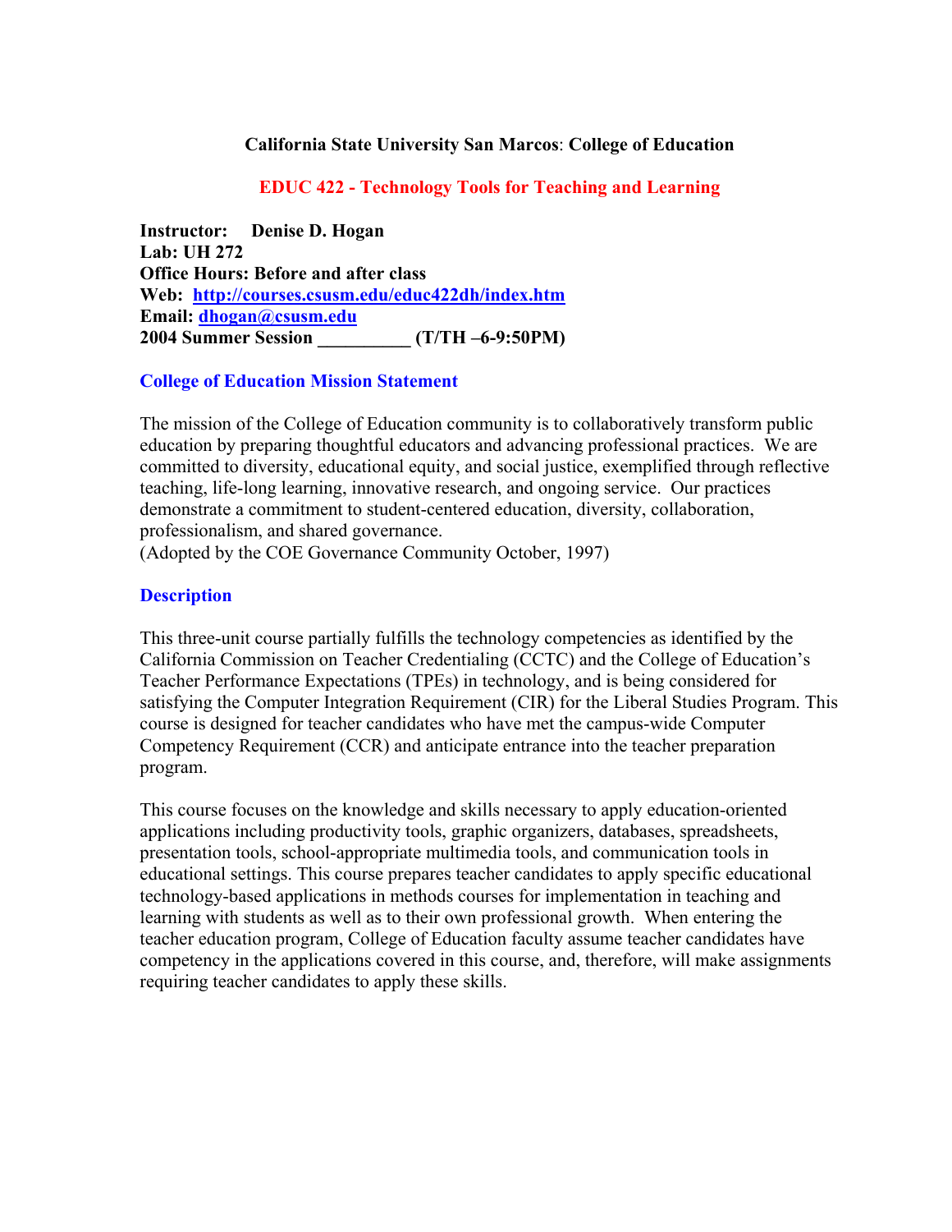**California State University San Marcos**: **College of Education**

## EDUC 422 - Technology Tools for Teaching and Learning

**Instructor: Denise D. Hogan**
**Lab: UH 272**
**Office Hours: Before and after class**
**Web: http://courses.csusm.edu/educ422dh/index.htm**
**Email: dhogan@csusm.edu**
**2004 Summer Session __________ (T/TH –6-9:50PM)**

### College of Education Mission Statement

The mission of the College of Education community is to collaboratively transform public education by preparing thoughtful educators and advancing professional practices. We are committed to diversity, educational equity, and social justice, exemplified through reflective teaching, life-long learning, innovative research, and ongoing service. Our practices demonstrate a commitment to student-centered education, diversity, collaboration, professionalism, and shared governance.
(Adopted by the COE Governance Community October, 1997)

### Description

This three-unit course partially fulfills the technology competencies as identified by the California Commission on Teacher Credentialing (CCTC) and the College of Education's Teacher Performance Expectations (TPEs) in technology, and is being considered for satisfying the Computer Integration Requirement (CIR) for the Liberal Studies Program. This course is designed for teacher candidates who have met the campus-wide Computer Competency Requirement (CCR) and anticipate entrance into the teacher preparation program.

This course focuses on the knowledge and skills necessary to apply education-oriented applications including productivity tools, graphic organizers, databases, spreadsheets, presentation tools, school-appropriate multimedia tools, and communication tools in educational settings. This course prepares teacher candidates to apply specific educational technology-based applications in methods courses for implementation in teaching and learning with students as well as to their own professional growth. When entering the teacher education program, College of Education faculty assume teacher candidates have competency in the applications covered in this course, and, therefore, will make assignments requiring teacher candidates to apply these skills.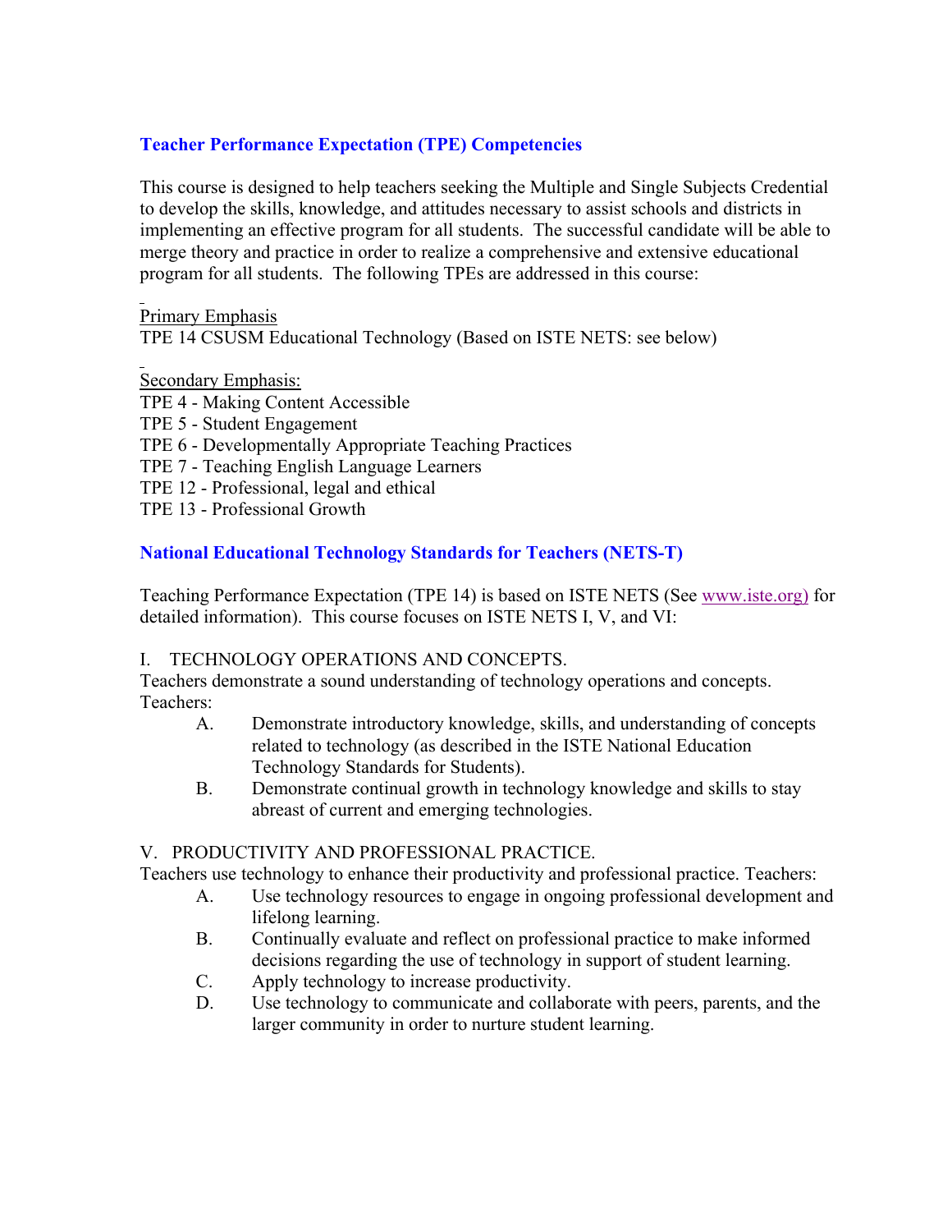## Teacher Performance Expectation (TPE) Competencies

This course is designed to help teachers seeking the Multiple and Single Subjects Credential to develop the skills, knowledge, and attitudes necessary to assist schools and districts in implementing an effective program for all students. The successful candidate will be able to merge theory and practice in order to realize a comprehensive and extensive educational program for all students. The following TPEs are addressed in this course:

<u>Primary Emphasis</u>
TPE 14 CSUSM Educational Technology (Based on ISTE NETS: see below)

<u>Secondary Emphasis:</u>
TPE 4 - Making Content Accessible
TPE 5 - Student Engagement
TPE 6 - Developmentally Appropriate Teaching Practices
TPE 7 - Teaching English Language Learners
TPE 12 - Professional, legal and ethical
TPE 13 - Professional Growth

## National Educational Technology Standards for Teachers (NETS-T)

Teaching Performance Expectation (TPE 14) is based on ISTE NETS (See www.iste.org) for detailed information). This course focuses on ISTE NETS I, V, and VI:

I. TECHNOLOGY OPERATIONS AND CONCEPTS.
Teachers demonstrate a sound understanding of technology operations and concepts. Teachers:

- A. Demonstrate introductory knowledge, skills, and understanding of concepts related to technology (as described in the ISTE National Education Technology Standards for Students).
- B. Demonstrate continual growth in technology knowledge and skills to stay abreast of current and emerging technologies.

V. PRODUCTIVITY AND PROFESSIONAL PRACTICE.
Teachers use technology to enhance their productivity and professional practice. Teachers:

- A. Use technology resources to engage in ongoing professional development and lifelong learning.
- B. Continually evaluate and reflect on professional practice to make informed decisions regarding the use of technology in support of student learning.
- C. Apply technology to increase productivity.
- D. Use technology to communicate and collaborate with peers, parents, and the larger community in order to nurture student learning.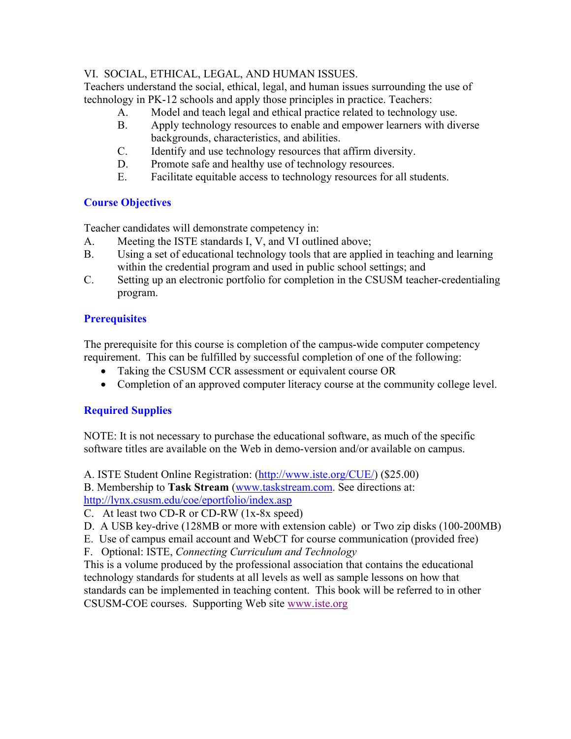VI. SOCIAL, ETHICAL, LEGAL, AND HUMAN ISSUES.

Teachers understand the social, ethical, legal, and human issues surrounding the use of technology in PK-12 schools and apply those principles in practice. Teachers:

A. Model and teach legal and ethical practice related to technology use.
B. Apply technology resources to enable and empower learners with diverse backgrounds, characteristics, and abilities.
C. Identify and use technology resources that affirm diversity.
D. Promote safe and healthy use of technology resources.
E. Facilitate equitable access to technology resources for all students.

## Course Objectives

Teacher candidates will demonstrate competency in:

A. Meeting the ISTE standards I, V, and VI outlined above;
B. Using a set of educational technology tools that are applied in teaching and learning within the credential program and used in public school settings; and
C. Setting up an electronic portfolio for completion in the CSUSM teacher-credentialing program.

## Prerequisites

The prerequisite for this course is completion of the campus-wide computer competency requirement. This can be fulfilled by successful completion of one of the following:

- Taking the CSUSM CCR assessment or equivalent course OR
- Completion of an approved computer literacy course at the community college level.

## Required Supplies

NOTE: It is not necessary to purchase the educational software, as much of the specific software titles are available on the Web in demo-version and/or available on campus.

A. ISTE Student Online Registration: (http://www.iste.org/CUE/) ($25.00)
B. Membership to **Task Stream** (www.taskstream.com. See directions at: http://lynx.csusm.edu/coe/eportfolio/index.asp
C. At least two CD-R or CD-RW (1x-8x speed)
D. A USB key-drive (128MB or more with extension cable) or Two zip disks (100-200MB)
E. Use of campus email account and WebCT for course communication (provided free)
F. Optional: ISTE, *Connecting Curriculum and Technology*

This is a volume produced by the professional association that contains the educational technology standards for students at all levels as well as sample lessons on how that standards can be implemented in teaching content. This book will be referred to in other CSUSM-COE courses. Supporting Web site www.iste.org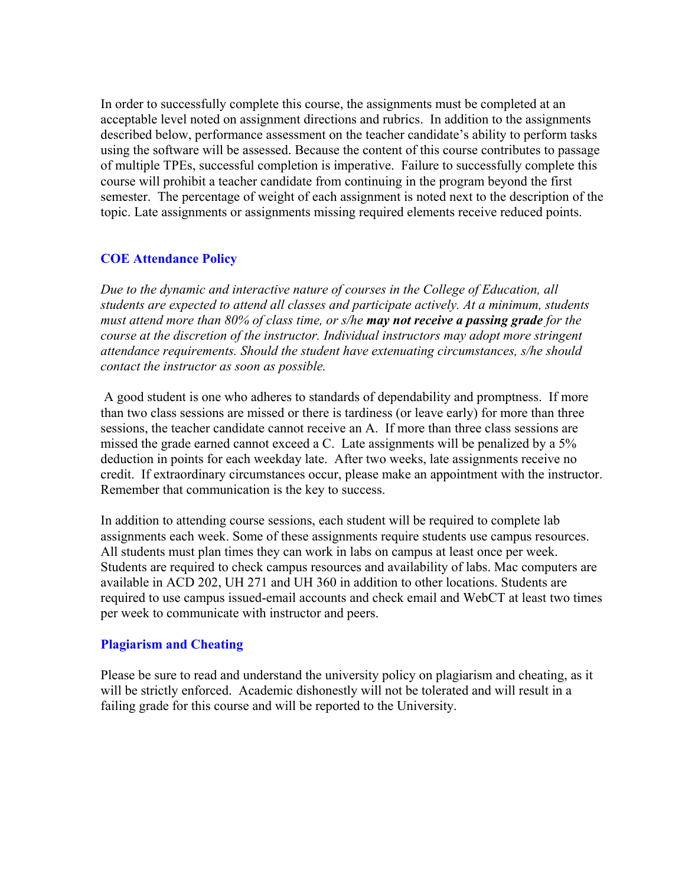In order to successfully complete this course, the assignments must be completed at an acceptable level noted on assignment directions and rubrics. In addition to the assignments described below, performance assessment on the teacher candidate's ability to perform tasks using the software will be assessed. Because the content of this course contributes to passage of multiple TPEs, successful completion is imperative. Failure to successfully complete this course will prohibit a teacher candidate from continuing in the program beyond the first semester. The percentage of weight of each assignment is noted next to the description of the topic. Late assignments or assignments missing required elements receive reduced points.

## COE Attendance Policy

*Due to the dynamic and interactive nature of courses in the College of Education, all students are expected to attend all classes and participate actively. At a minimum, students must attend more than 80% of class time, or s/he* ***may not receive a passing grade*** *for the course at the discretion of the instructor. Individual instructors may adopt more stringent attendance requirements. Should the student have extenuating circumstances, s/he should contact the instructor as soon as possible.*

A good student is one who adheres to standards of dependability and promptness. If more than two class sessions are missed or there is tardiness (or leave early) for more than three sessions, the teacher candidate cannot receive an A. If more than three class sessions are missed the grade earned cannot exceed a C. Late assignments will be penalized by a 5% deduction in points for each weekday late. After two weeks, late assignments receive no credit. If extraordinary circumstances occur, please make an appointment with the instructor. Remember that communication is the key to success.

In addition to attending course sessions, each student will be required to complete lab assignments each week. Some of these assignments require students use campus resources. All students must plan times they can work in labs on campus at least once per week. Students are required to check campus resources and availability of labs. Mac computers are available in ACD 202, UH 271 and UH 360 in addition to other locations. Students are required to use campus issued-email accounts and check email and WebCT at least two times per week to communicate with instructor and peers.

## Plagiarism and Cheating

Please be sure to read and understand the university policy on plagiarism and cheating, as it will be strictly enforced. Academic dishonestly will not be tolerated and will result in a failing grade for this course and will be reported to the University.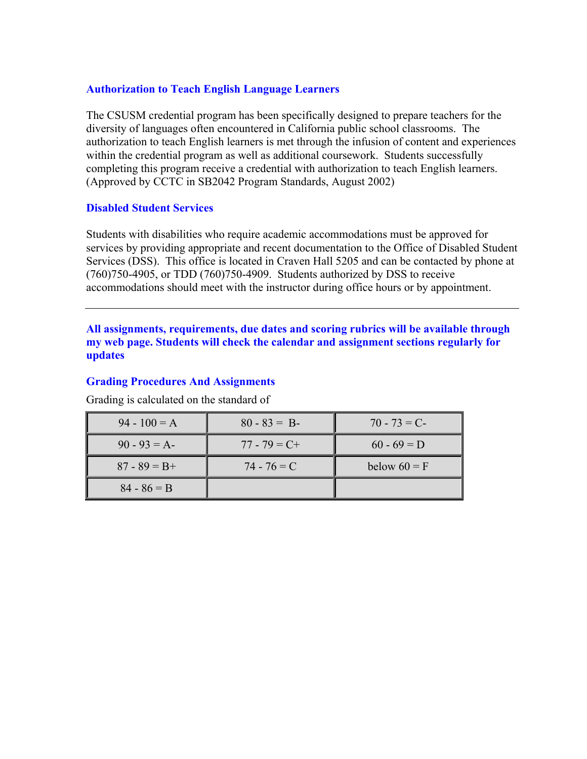### Authorization to Teach English Language Learners

The CSUSM credential program has been specifically designed to prepare teachers for the diversity of languages often encountered in California public school classrooms. The authorization to teach English learners is met through the infusion of content and experiences within the credential program as well as additional coursework. Students successfully completing this program receive a credential with authorization to teach English learners. (Approved by CCTC in SB2042 Program Standards, August 2002)

### Disabled Student Services

Students with disabilities who require academic accommodations must be approved for services by providing appropriate and recent documentation to the Office of Disabled Student Services (DSS). This office is located in Craven Hall 5205 and can be contacted by phone at (760)750-4905, or TDD (760)750-4909. Students authorized by DSS to receive accommodations should meet with the instructor during office hours or by appointment.

---

### All assignments, requirements, due dates and scoring rubrics will be available through my web page. Students will check the calendar and assignment sections regularly for updates

### Grading Procedures And Assignments

Grading is calculated on the standard of

| | | |
|---|---|---|
| 94 - 100 = A | 80 - 83 = B- | 70 - 73 = C- |
| 90 - 93 = A- | 77 - 79 = C+ | 60 - 69 = D |
| 87 - 89 = B+ | 74 - 76 = C | below 60 = F |
| 84 - 86 = B | | |